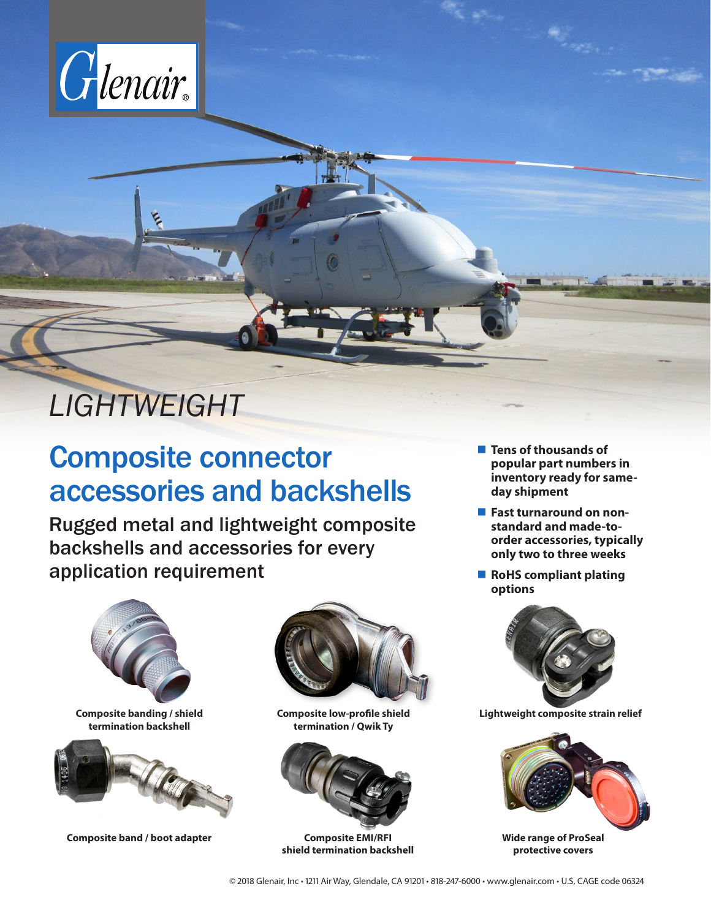Glenair®

*LIGHTWEIGHT*

# Composite connector accessories and backshells

## Rugged metal and lightweight composite backshells and accessories for every application requirement

- **Tens of thousands of popular part numbers in inventory ready for same-day shipment**
- **Fast turnaround on non-standard and made-to-order accessories, typically only two to three weeks**
- **RoHS compliant plating options**

**Composite banding / shield termination backshell**

**Composite low-profile shield termination / Qwik Ty**

**Lightweight composite strain relief**

**Composite band / boot adapter**

**Composite EMI/RFI shield termination backshell**

**Wide range of ProSeal protective covers**

© 2018 Glenair, Inc • 1211 Air Way, Glendale, CA 91201 • 818-247-6000 • www.glenair.com • U.S. CAGE code 06324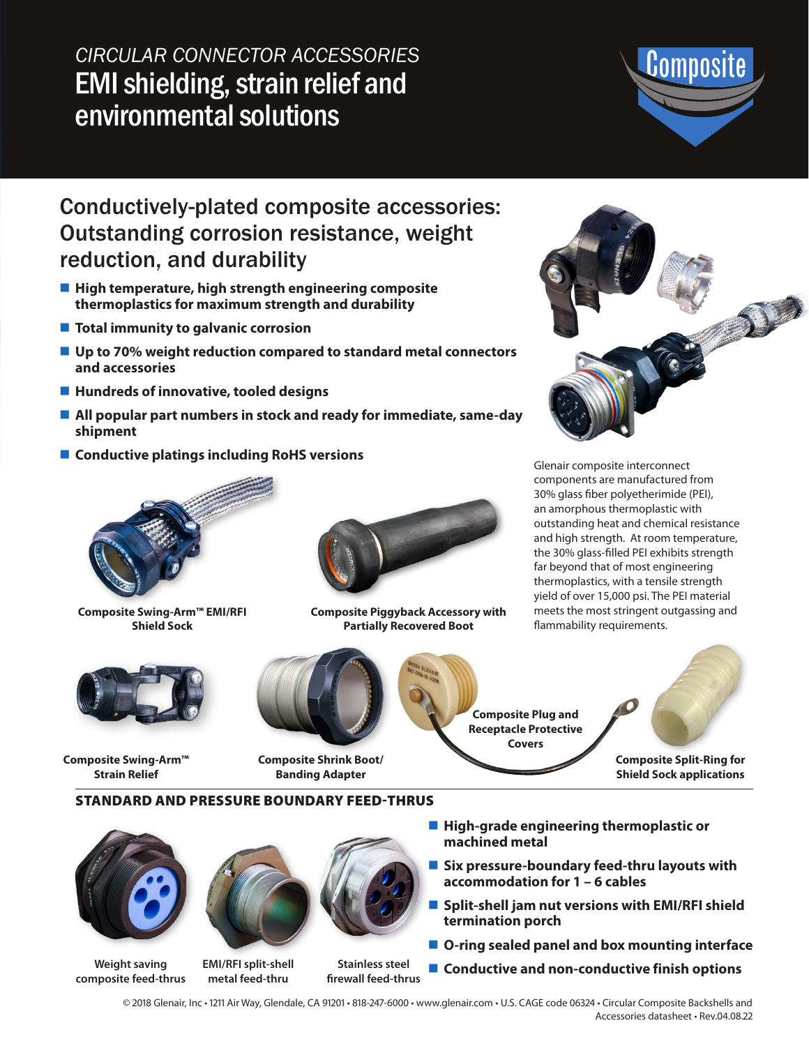*CIRCULAR CONNECTOR ACCESSORIES*

# EMI shielding, strain relief and environmental solutions

Composite

## Conductively-plated composite accessories: Outstanding corrosion resistance, weight reduction, and durability

- **High temperature, high strength engineering composite thermoplastics for maximum strength and durability**
- **Total immunity to galvanic corrosion**
- **Up to 70% weight reduction compared to standard metal connectors and accessories**
- **Hundreds of innovative, tooled designs**
- **All popular part numbers in stock and ready for immediate, same-day shipment**
- **Conductive platings including RoHS versions**

Glenair composite interconnect components are manufactured from 30% glass fiber polyetherimide (PEI), an amorphous thermoplastic with outstanding heat and chemical resistance and high strength. At room temperature, the 30% glass-filled PEI exhibits strength far beyond that of most engineering thermoplastics, with a tensile strength yield of over 15,000 psi. The PEI material meets the most stringent outgassing and flammability requirements.

**Composite Swing-Arm™ EMI/RFI Shield Sock**

**Composite Piggyback Accessory with Partially Recovered Boot**

**Composite Swing-Arm™ Strain Relief**

**Composite Shrink Boot/ Banding Adapter**

**Composite Plug and Receptacle Protective Covers**

**Composite Split-Ring for Shield Sock applications**

## STANDARD AND PRESSURE BOUNDARY FEED-THRUS

**Weight saving composite feed-thrus**

**EMI/RFI split-shell metal feed-thru**

**Stainless steel firewall feed-thrus**

- **High-grade engineering thermoplastic or machined metal**
- **Six pressure-boundary feed-thru layouts with accommodation for 1 – 6 cables**
- **Split-shell jam nut versions with EMI/RFI shield termination porch**
- **O-ring sealed panel and box mounting interface**
- **Conductive and non-conductive finish options**

© 2018 Glenair, Inc • 1211 Air Way, Glendale, CA 91201 • 818-247-6000 • www.glenair.com • U.S. CAGE code 06324 • Circular Composite Backshells and Accessories datasheet • Rev.04.08.22